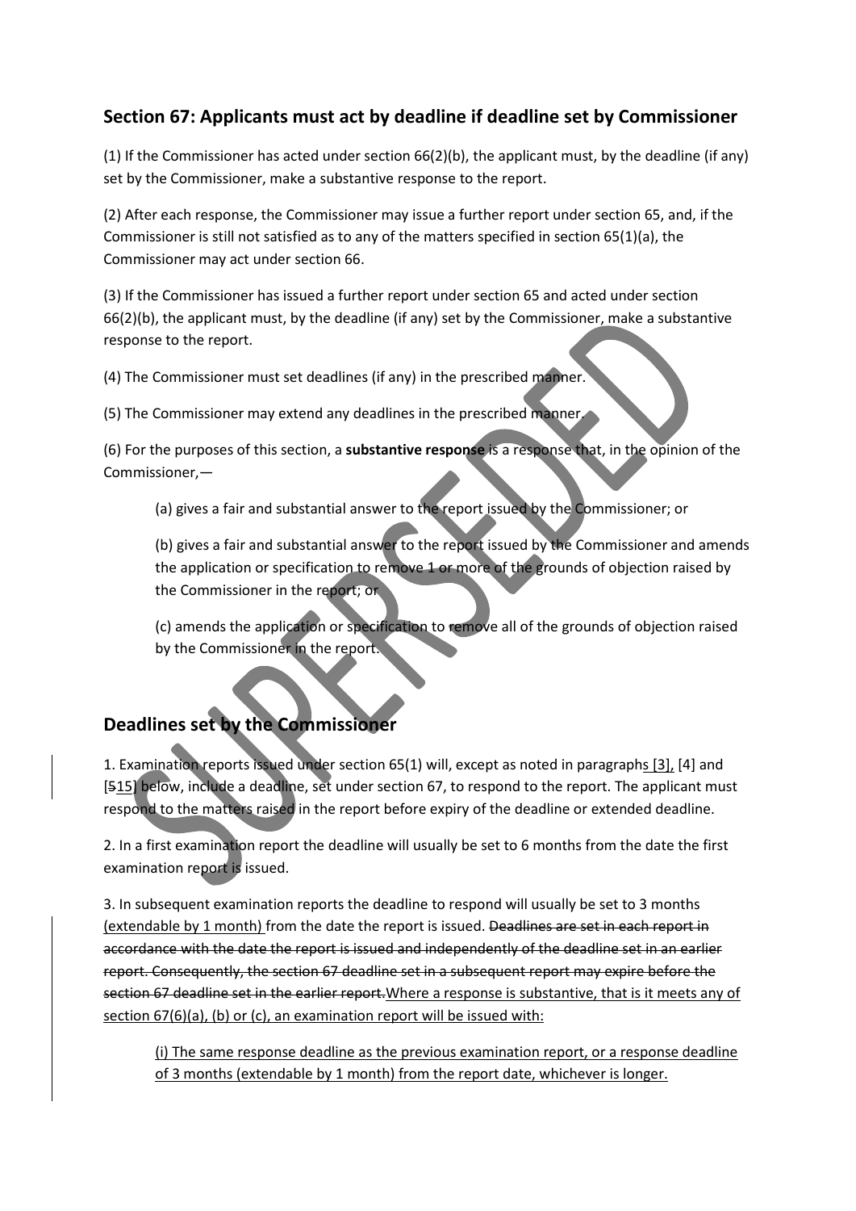## Section 67: Applicants must act by deadline if deadline set by Commissioner

(1) If the Commissioner has acted under section 66(2)(b), the applicant must, by the deadline (if any) set by the Commissioner, make a substantive response to the report.

(2) After each response, the Commissioner may issue a further report under section 65, and, if the Commissioner is still not satisfied as to any of the matters specified in section 65(1)(a), the Commissioner may act under section 66.

(3) If the Commissioner has issued a further report under section 65 and acted under section 66(2)(b), the applicant must, by the deadline (if any) set by the Commissioner, make a substantive response to the report.

(4) The Commissioner must set deadlines (if any) in the prescribed manner.

(5) The Commissioner may extend any deadlines in the prescribed manner.

(6) For the purposes of this section, a **substantive response** is a response that, in the opinion of the Commissioner,—

> (a) gives a fair and substantial answer to the report issued by the Commissioner; or
>
> (b) gives a fair and substantial answer to the report issued by the Commissioner and amends the application or specification to remove 1 or more of the grounds of objection raised by the Commissioner in the report; or
>
> (c) amends the application or specification to remove all of the grounds of objection raised by the Commissioner in the report.

## Deadlines set by the Commissioner

1. Examination reports issued under section 65(1) will, except as noted in paragraphs [3], [4] and [515] below, include a deadline, set under section 67, to respond to the report. The applicant must respond to the matters raised in the report before expiry of the deadline or extended deadline.

2. In a first examination report the deadline will usually be set to 6 months from the date the first examination report is issued.

3. In subsequent examination reports the deadline to respond will usually be set to 3 months (extendable by 1 month) from the date the report is issued. ~~Deadlines are set in each report in accordance with the date the report is issued and independently of the deadline set in an earlier report. Consequently, the section 67 deadline set in a subsequent report may expire before the section 67 deadline set in the earlier report.~~Where a response is substantive, that is it meets any of section 67(6)(a), (b) or (c), an examination report will be issued with:

> (i) The same response deadline as the previous examination report, or a response deadline of 3 months (extendable by 1 month) from the report date, whichever is longer.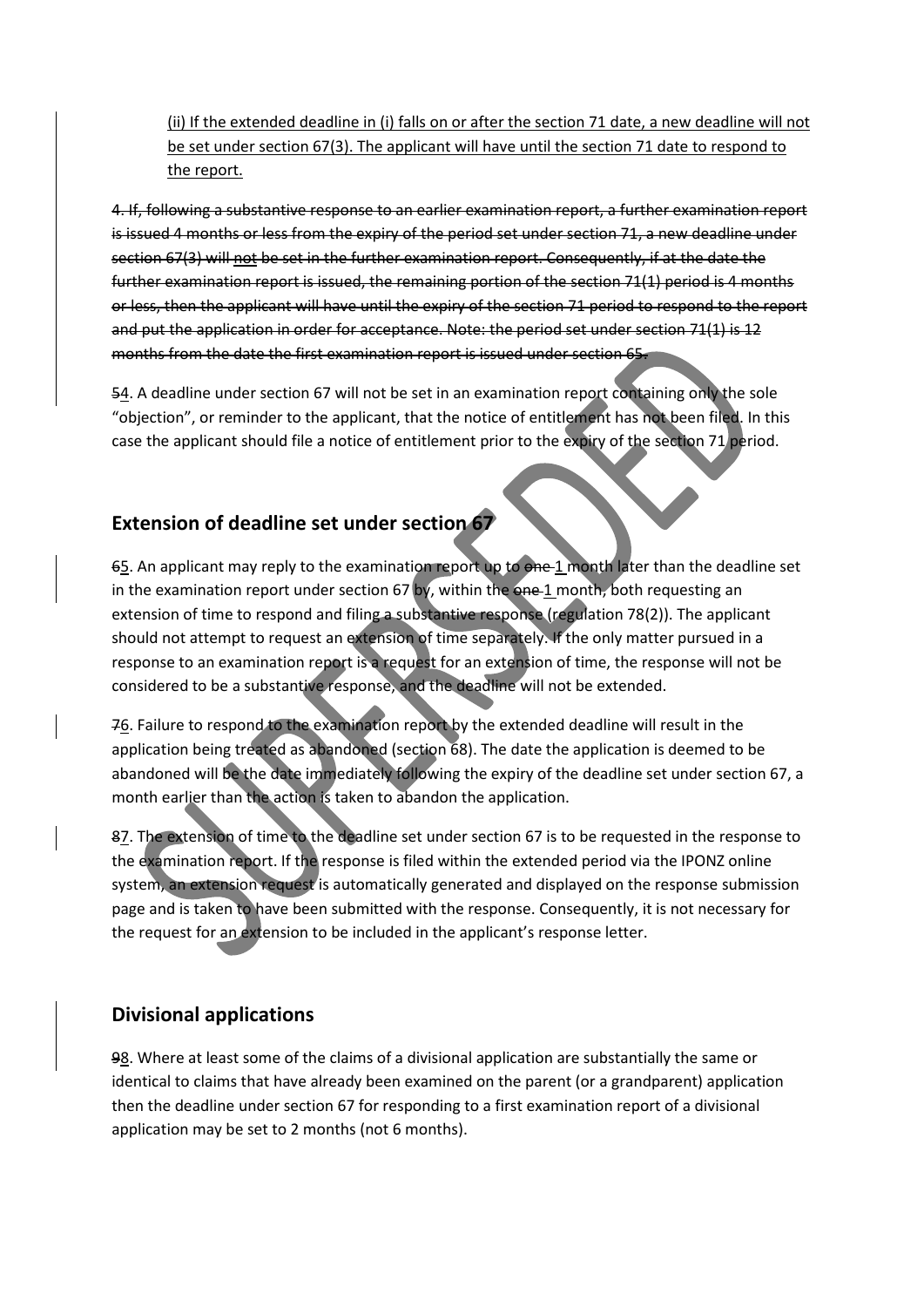(ii) If the extended deadline in (i) falls on or after the section 71 date, a new deadline will not be set under section 67(3). The applicant will have until the section 71 date to respond to the report.

~~4. If, following a substantive response to an earlier examination report, a further examination report is issued 4 months or less from the expiry of the period set under section 71, a new deadline under section 67(3) will not be set in the further examination report. Consequently, if at the date the further examination report is issued, the remaining portion of the section 71(1) period is 4 months or less, then the applicant will have until the expiry of the section 71 period to respond to the report and put the application in order for acceptance. Note: the period set under section 71(1) is 12 months from the date the first examination report is issued under section 65.~~

~~5~~4. A deadline under section 67 will not be set in an examination report containing only the sole "objection", or reminder to the applicant, that the notice of entitlement has not been filed. In this case the applicant should file a notice of entitlement prior to the expiry of the section 71 period.

## Extension of deadline set under section 67

~~6~~5. An applicant may reply to the examination report up to ~~one~~ 1 month later than the deadline set in the examination report under section 67 by, within the ~~one~~ 1 month, both requesting an extension of time to respond and filing a substantive response (regulation 78(2)). The applicant should not attempt to request an extension of time separately. If the only matter pursued in a response to an examination report is a request for an extension of time, the response will not be considered to be a substantive response, and the deadline will not be extended.

~~7~~6. Failure to respond to the examination report by the extended deadline will result in the application being treated as abandoned (section 68). The date the application is deemed to be abandoned will be the date immediately following the expiry of the deadline set under section 67, a month earlier than the action is taken to abandon the application.

~~8~~7. The extension of time to the deadline set under section 67 is to be requested in the response to the examination report. If the response is filed within the extended period via the IPONZ online system, an extension request is automatically generated and displayed on the response submission page and is taken to have been submitted with the response. Consequently, it is not necessary for the request for an extension to be included in the applicant's response letter.

## Divisional applications

~~9~~8. Where at least some of the claims of a divisional application are substantially the same or identical to claims that have already been examined on the parent (or a grandparent) application then the deadline under section 67 for responding to a first examination report of a divisional application may be set to 2 months (not 6 months).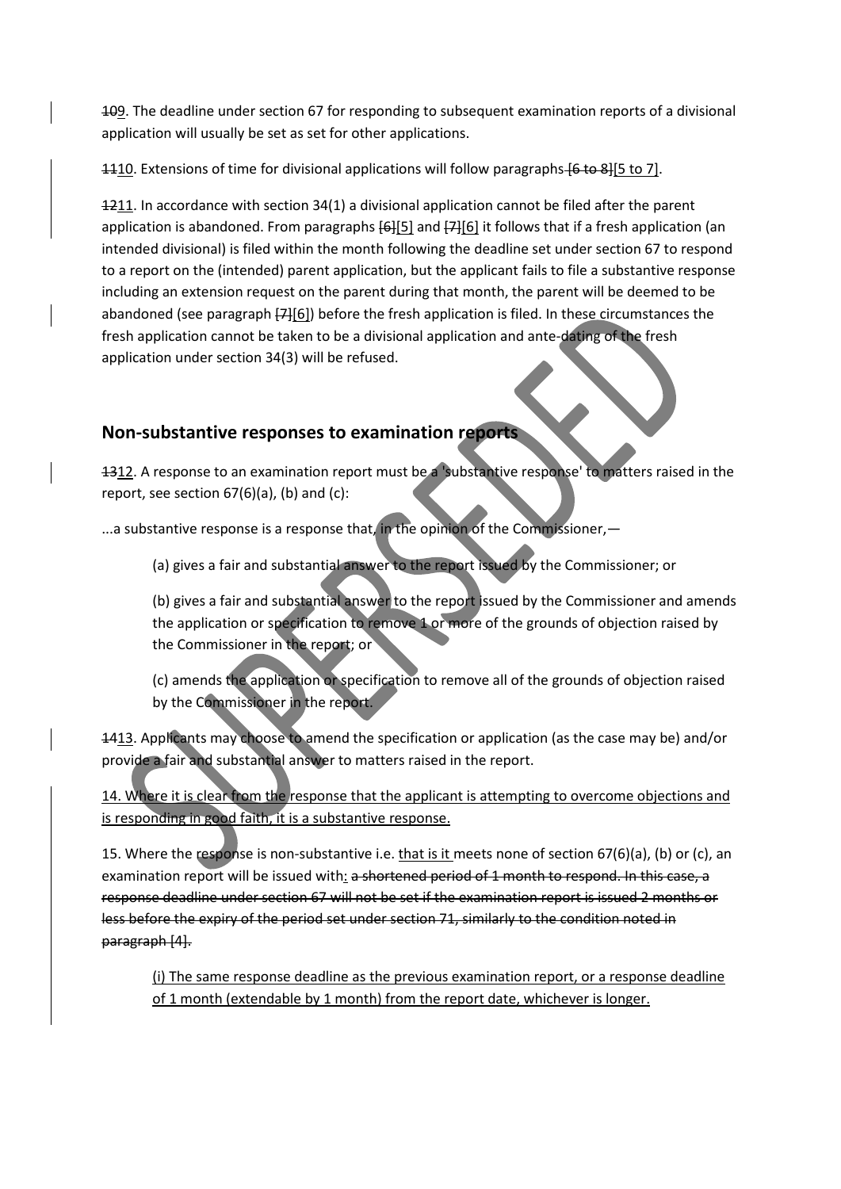~~10~~9. The deadline under section 67 for responding to subsequent examination reports of a divisional application will usually be set as set for other applications.

~~11~~10. Extensions of time for divisional applications will follow paragraphs ~~[6 to 8]~~[5 to 7].

~~12~~11. In accordance with section 34(1) a divisional application cannot be filed after the parent application is abandoned. From paragraphs ~~[6]~~[5] and ~~[7]~~[6] it follows that if a fresh application (an intended divisional) is filed within the month following the deadline set under section 67 to respond to a report on the (intended) parent application, but the applicant fails to file a substantive response including an extension request on the parent during that month, the parent will be deemed to be abandoned (see paragraph ~~[7]~~[6]) before the fresh application is filed. In these circumstances the fresh application cannot be taken to be a divisional application and ante-dating of the fresh application under section 34(3) will be refused.

## Non-substantive responses to examination reports

~~13~~12. A response to an examination report must be a 'substantive response' to matters raised in the report, see section 67(6)(a), (b) and (c):

...a substantive response is a response that, in the opinion of the Commissioner,—

(a) gives a fair and substantial answer to the report issued by the Commissioner; or

(b) gives a fair and substantial answer to the report issued by the Commissioner and amends the application or specification to remove 1 or more of the grounds of objection raised by the Commissioner in the report; or

(c) amends the application or specification to remove all of the grounds of objection raised by the Commissioner in the report.

~~14~~13. Applicants may choose to amend the specification or application (as the case may be) and/or provide a fair and substantial answer to matters raised in the report.

14. Where it is clear from the response that the applicant is attempting to overcome objections and is responding in good faith, it is a substantive response.

15. Where the response is non-substantive i.e. that is it meets none of section 67(6)(a), (b) or (c), an examination report will be issued with: ~~a shortened period of 1 month to respond. In this case, a response deadline under section 67 will not be set if the examination report is issued 2 months or less before the expiry of the period set under section 71, similarly to the condition noted in paragraph [4].~~

(i) The same response deadline as the previous examination report, or a response deadline of 1 month (extendable by 1 month) from the report date, whichever is longer.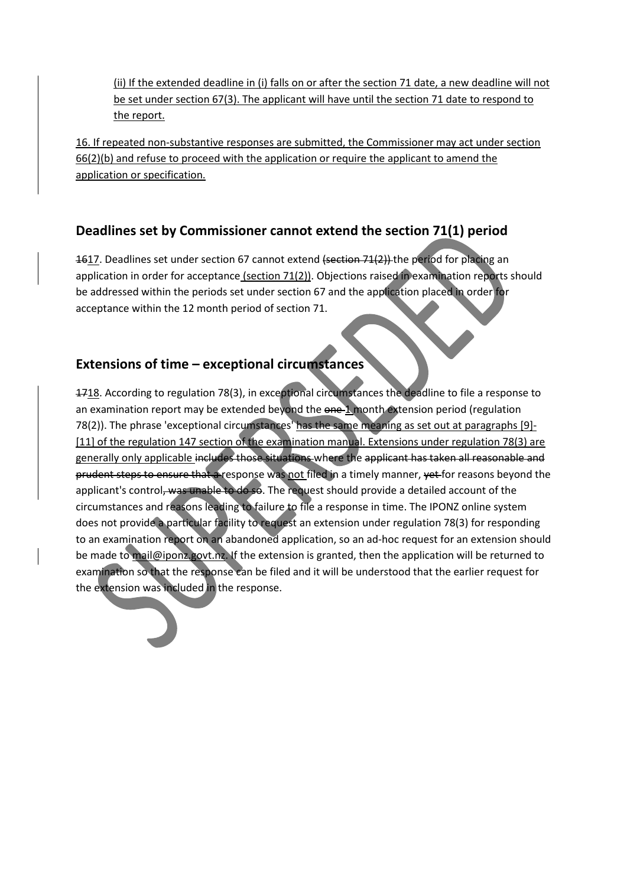(ii) If the extended deadline in (i) falls on or after the section 71 date, a new deadline will not be set under section 67(3). The applicant will have until the section 71 date to respond to the report.

16. If repeated non-substantive responses are submitted, the Commissioner may act under section 66(2)(b) and refuse to proceed with the application or require the applicant to amend the application or specification.

## Deadlines set by Commissioner cannot extend the section 71(1) period

~~16~~17. Deadlines set under section 67 cannot extend ~~(section 71(2))~~ the period for placing an application in order for acceptance (section 71(2)). Objections raised in examination reports should be addressed within the periods set under section 67 and the application placed in order for acceptance within the 12 month period of section 71.

## Extensions of time – exceptional circumstances

~~17~~18. According to regulation 78(3), in exceptional circumstances the deadline to file a response to an examination report may be extended beyond the ~~one~~ 1 month extension period (regulation 78(2)). The phrase 'exceptional circumstances' has the same meaning as set out at paragraphs [9]-[11] of the regulation 147 section of the examination manual. Extensions under regulation 78(3) are generally only applicable ~~includes those situations~~ where the ~~applicant has taken all reasonable and prudent steps to ensure that a~~ response was not filed in a timely manner, ~~yet~~ for reasons beyond the applicant's control~~, was unable to do so~~. The request should provide a detailed account of the circumstances and reasons leading to failure to file a response in time. The IPONZ online system does not provide a particular facility to request an extension under regulation 78(3) for responding to an examination report on an abandoned application, so an ad-hoc request for an extension should be made to mail@iponz.govt.nz. If the extension is granted, then the application will be returned to examination so that the response can be filed and it will be understood that the earlier request for the extension was included in the response.